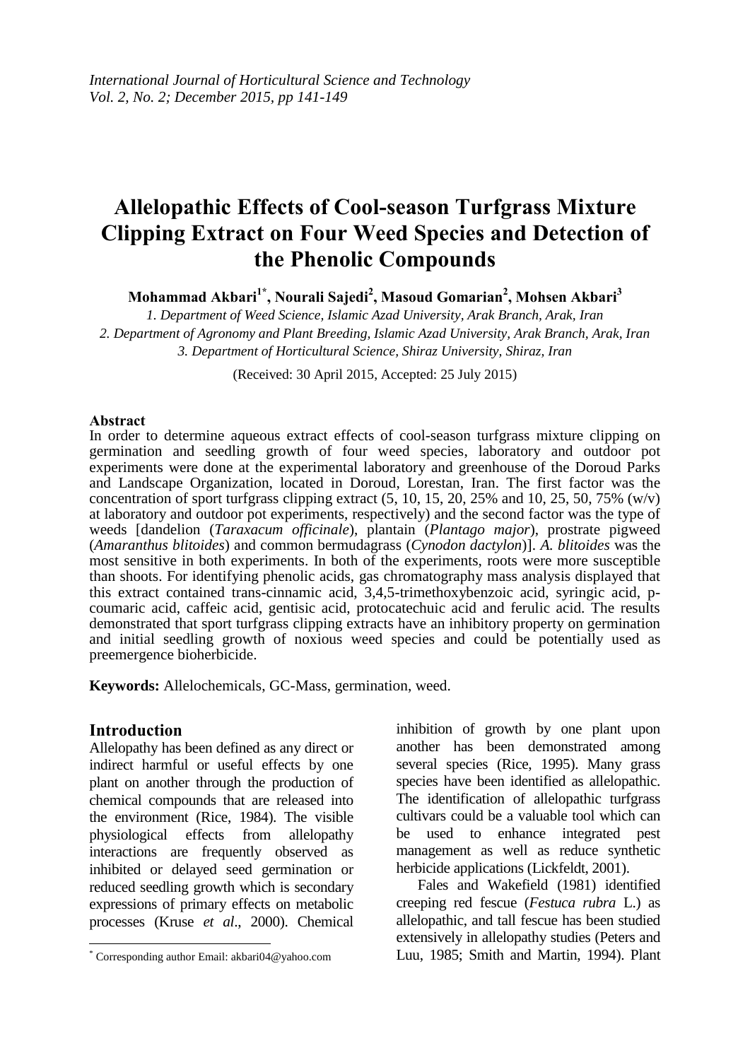*International Journal of Horticultural Science and Technology*
*Vol. 2, No. 2; December 2015, pp 141-149*

# Allelopathic Effects of Cool-season Turfgrass Mixture Clipping Extract on Four Weed Species and Detection of the Phenolic Compounds

**Mohammad Akbari[1*], Nourali Sajedi[2], Masoud Gomarian[2], Mohsen Akbari[3]**

*1. Department of Weed Science, Islamic Azad University, Arak Branch, Arak, Iran*
*2. Department of Agronomy and Plant Breeding, Islamic Azad University, Arak Branch, Arak, Iran*
*3. Department of Horticultural Science, Shiraz University, Shiraz, Iran*

(Received: 30 April 2015, Accepted: 25 July 2015)

**Abstract**

In order to determine aqueous extract effects of cool-season turfgrass mixture clipping on germination and seedling growth of four weed species, laboratory and outdoor pot experiments were done at the experimental laboratory and greenhouse of the Doroud Parks and Landscape Organization, located in Doroud, Lorestan, Iran. The first factor was the concentration of sport turfgrass clipping extract (5, 10, 15, 20, 25% and 10, 25, 50, 75% (w/v) at laboratory and outdoor pot experiments, respectively) and the second factor was the type of weeds [dandelion (*Taraxacum officinale*), plantain (*Plantago major*), prostrate pigweed (*Amaranthus blitoides*) and common bermudagrass (*Cynodon dactylon*)]. *A. blitoides* was the most sensitive in both experiments. In both of the experiments, roots were more susceptible than shoots. For identifying phenolic acids, gas chromatography mass analysis displayed that this extract contained trans-cinnamic acid, 3,4,5-trimethoxybenzoic acid, syringic acid, p-coumaric acid, caffeic acid, gentisic acid, protocatechuic acid and ferulic acid. The results demonstrated that sport turfgrass clipping extracts have an inhibitory property on germination and initial seedling growth of noxious weed species and could be potentially used as preemergence bioherbicide.

**Keywords:** Allelochemicals, GC-Mass, germination, weed.

## Introduction

Allelopathy has been defined as any direct or indirect harmful or useful effects by one plant on another through the production of chemical compounds that are released into the environment (Rice, 1984). The visible physiological effects from allelopathy interactions are frequently observed as inhibited or delayed seed germination or reduced seedling growth which is secondary expressions of primary effects on metabolic processes (Kruse *et al*., 2000). Chemical inhibition of growth by one plant upon another has been demonstrated among several species (Rice, 1995). Many grass species have been identified as allelopathic. The identification of allelopathic turfgrass cultivars could be a valuable tool which can be used to enhance integrated pest management as well as reduce synthetic herbicide applications (Lickfeldt, 2001).

Fales and Wakefield (1981) identified creeping red fescue (*Festuca rubra* L.) as allelopathic, and tall fescue has been studied extensively in allelopathy studies (Peters and Luu, 1985; Smith and Martin, 1994). Plant

[*] Corresponding author Email: akbari04@yahoo.com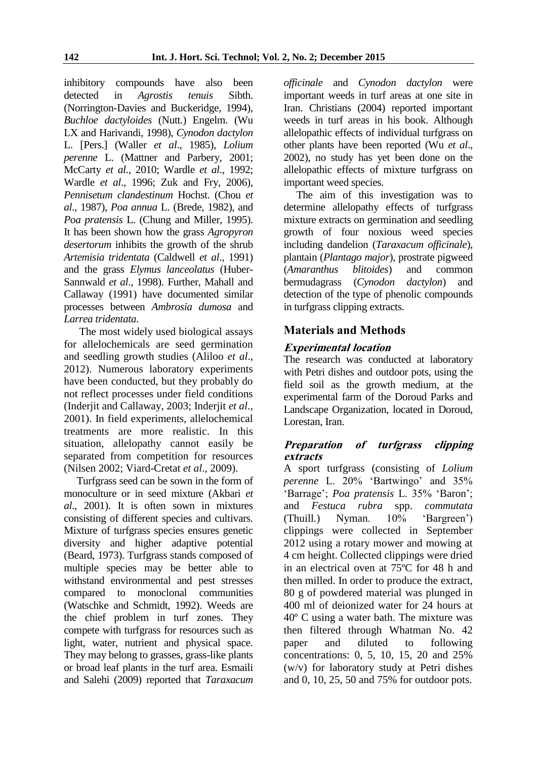inhibitory compounds have also been detected in *Agrostis tenuis* Sibth. (Norrington-Davies and Buckeridge, 1994), *Buchloe dactyloides* (Nutt.) Engelm. (Wu LX and Harivandi, 1998), *Cynodon dactylon* L. [Pers.] (Waller *et al*., 1985), *Lolium perenne* L. (Mattner and Parbery, 2001; McCarty *et al*., 2010; Wardle *et al*., 1992; Wardle *et al*., 1996; Zuk and Fry, 2006), *Pennisetum clandestinum* Hochst. (Chou *et al*., 1987), *Poa annua* L. (Brede, 1982), and *Poa pratensis* L. (Chung and Miller, 1995). It has been shown how the grass *Agropyron desertorum* inhibits the growth of the shrub *Artemisia tridentata* (Caldwell *et al*., 1991) and the grass *Elymus lanceolatus* (Huber-Sannwald *et al*., 1998). Further, Mahall and Callaway (1991) have documented similar processes between *Ambrosia dumosa* and *Larrea tridentata*.

The most widely used biological assays for allelochemicals are seed germination and seedling growth studies (Aliloo *et al*., 2012). Numerous laboratory experiments have been conducted, but they probably do not reflect processes under field conditions (Inderjit and Callaway, 2003; Inderjit *et al*., 2001). In field experiments, allelochemical treatments are more realistic. In this situation, allelopathy cannot easily be separated from competition for resources (Nilsen 2002; Viard-Cretat *et al*., 2009).

Turfgrass seed can be sown in the form of monoculture or in seed mixture (Akbari *et al*., 2001). It is often sown in mixtures consisting of different species and cultivars. Mixture of turfgrass species ensures genetic diversity and higher adaptive potential (Beard, 1973). Turfgrass stands composed of multiple species may be better able to withstand environmental and pest stresses compared to monoclonal communities (Watschke and Schmidt, 1992). Weeds are the chief problem in turf zones. They compete with turfgrass for resources such as light, water, nutrient and physical space. They may belong to grasses, grass-like plants or broad leaf plants in the turf area. Esmaili and Salehi (2009) reported that *Taraxacum officinale* and *Cynodon dactylon* were important weeds in turf areas at one site in Iran. Christians (2004) reported important weeds in turf areas in his book. Although allelopathic effects of individual turfgrass on other plants have been reported (Wu *et al*., 2002), no study has yet been done on the allelopathic effects of mixture turfgrass on important weed species.

The aim of this investigation was to determine allelopathy effects of turfgrass mixture extracts on germination and seedling growth of four noxious weed species including dandelion (*Taraxacum officinale*), plantain (*Plantago major*), prostrate pigweed (*Amaranthus blitoides*) and common bermudagrass (*Cynodon dactylon*) and detection of the type of phenolic compounds in turfgrass clipping extracts.

## Materials and Methods

### *Experimental location*

The research was conducted at laboratory with Petri dishes and outdoor pots, using the field soil as the growth medium, at the experimental farm of the Doroud Parks and Landscape Organization, located in Doroud, Lorestan, Iran.

### *Preparation of turfgrass clipping extracts*

A sport turfgrass (consisting of *Lolium perenne* L. 20% 'Bartwingo' and 35% 'Barrage'; *Poa pratensis* L. 35% 'Baron'; and *Festuca rubra* spp. *commutata* (Thuill.) Nyman. 10% 'Bargreen') clippings were collected in September 2012 using a rotary mower and mowing at 4 cm height. Collected clippings were dried in an electrical oven at 75ºC for 48 h and then milled. In order to produce the extract, 80 g of powdered material was plunged in 400 ml of deionized water for 24 hours at 40º C using a water bath. The mixture was then filtered through Whatman No. 42 paper and diluted to following concentrations: 0, 5, 10, 15, 20 and 25% (w/v) for laboratory study at Petri dishes and 0, 10, 25, 50 and 75% for outdoor pots.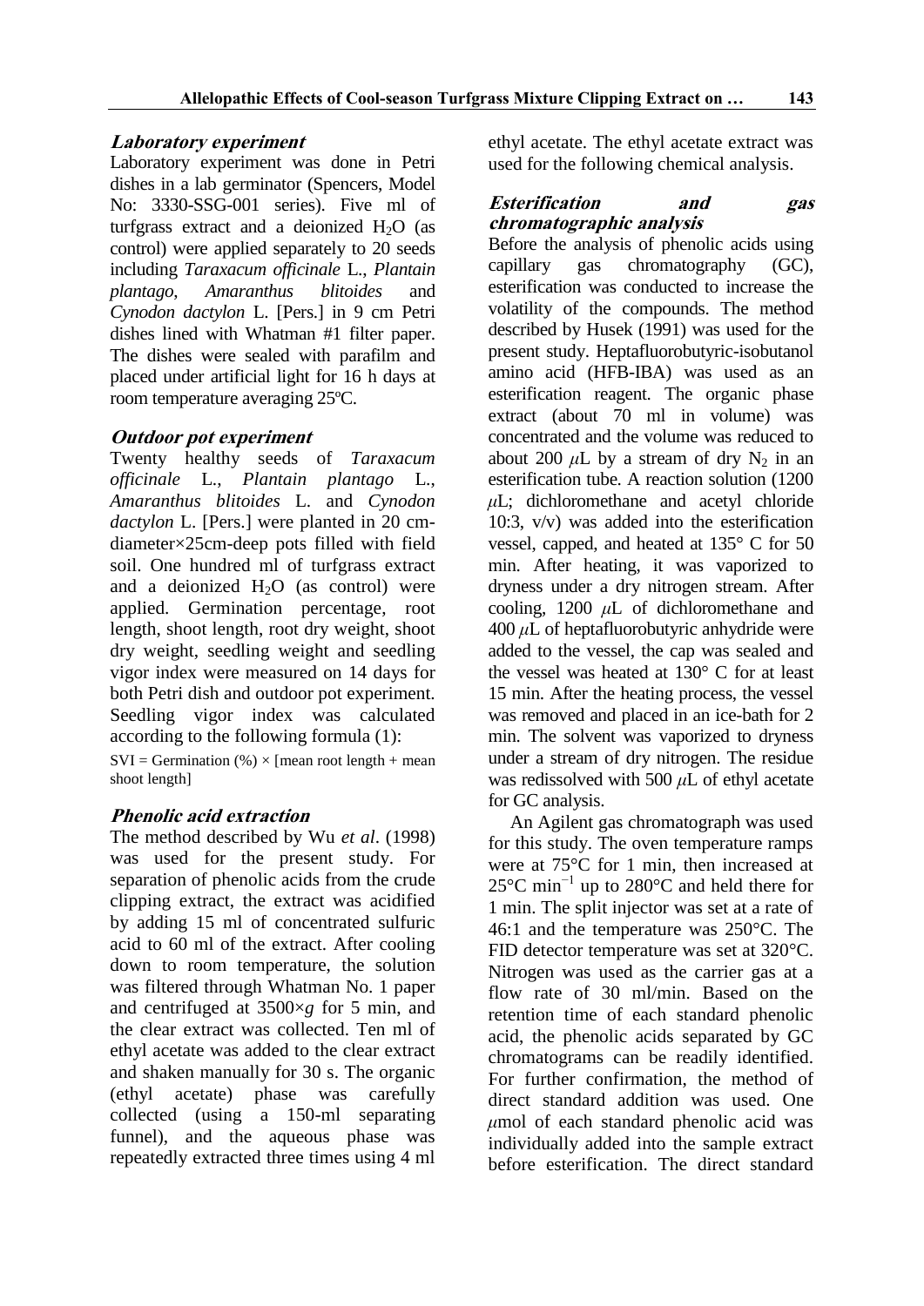### *Laboratory experiment*

Laboratory experiment was done in Petri dishes in a lab germinator (Spencers, Model No: 3330-SSG-001 series). Five ml of turfgrass extract and a deionized $H_2O$ (as control) were applied separately to 20 seeds including *Taraxacum officinale* L., *Plantain plantago*, *Amaranthus blitoides* and *Cynodon dactylon* L. [Pers.] in 9 cm Petri dishes lined with Whatman #1 filter paper. The dishes were sealed with parafilm and placed under artificial light for 16 h days at room temperature averaging 25ºC.

### *Outdoor pot experiment*

Twenty healthy seeds of *Taraxacum officinale* L., *Plantain plantago* L., *Amaranthus blitoides* L. and *Cynodon dactylon* L. [Pers.] were planted in 20 cm-diameter×25cm-deep pots filled with field soil. One hundred ml of turfgrass extract and a deionized $H_2O$ (as control) were applied. Germination percentage, root length, shoot length, root dry weight, shoot dry weight, seedling weight and seedling vigor index were measured on 14 days for both Petri dish and outdoor pot experiment. Seedling vigor index was calculated according to the following formula (1):

SVI = Germination (%) × [mean root length + mean shoot length]

### *Phenolic acid extraction*

The method described by Wu *et al*. (1998) was used for the present study. For separation of phenolic acids from the crude clipping extract, the extract was acidified by adding 15 ml of concentrated sulfuric acid to 60 ml of the extract. After cooling down to room temperature, the solution was filtered through Whatman No. 1 paper and centrifuged at 3500×*g* for 5 min, and the clear extract was collected. Ten ml of ethyl acetate was added to the clear extract and shaken manually for 30 s. The organic (ethyl acetate) phase was carefully collected (using a 150-ml separating funnel), and the aqueous phase was repeatedly extracted three times using 4 ml ethyl acetate. The ethyl acetate extract was used for the following chemical analysis.

### *Esterification and gas chromatographic analysis*

Before the analysis of phenolic acids using capillary gas chromatography (GC), esterification was conducted to increase the volatility of the compounds. The method described by Husek (1991) was used for the present study. Heptafluorobutyric-isobutanol amino acid (HFB-IBA) was used as an esterification reagent. The organic phase extract (about 70 ml in volume) was concentrated and the volume was reduced to about 200 $\mu$L by a stream of dry $N_2$ in an esterification tube. A reaction solution (1200 $\mu$L; dichloromethane and acetyl chloride 10:3, v/v) was added into the esterification vessel, capped, and heated at 135° C for 50 min. After heating, it was vaporized to dryness under a dry nitrogen stream. After cooling, 1200 $\mu$L of dichloromethane and 400 $\mu$L of heptafluorobutyric anhydride were added to the vessel, the cap was sealed and the vessel was heated at 130° C for at least 15 min. After the heating process, the vessel was removed and placed in an ice-bath for 2 min. The solvent was vaporized to dryness under a stream of dry nitrogen. The residue was redissolved with 500 $\mu$L of ethyl acetate for GC analysis.

An Agilent gas chromatograph was used for this study. The oven temperature ramps were at 75°C for 1 min, then increased at 25°C $min^{-1}$ up to 280°C and held there for 1 min. The split injector was set at a rate of 46:1 and the temperature was 250°C. The FID detector temperature was set at 320°C. Nitrogen was used as the carrier gas at a flow rate of 30 ml/min. Based on the retention time of each standard phenolic acid, the phenolic acids separated by GC chromatograms can be readily identified. For further confirmation, the method of direct standard addition was used. One $\mu$mol of each standard phenolic acid was individually added into the sample extract before esterification. The direct standard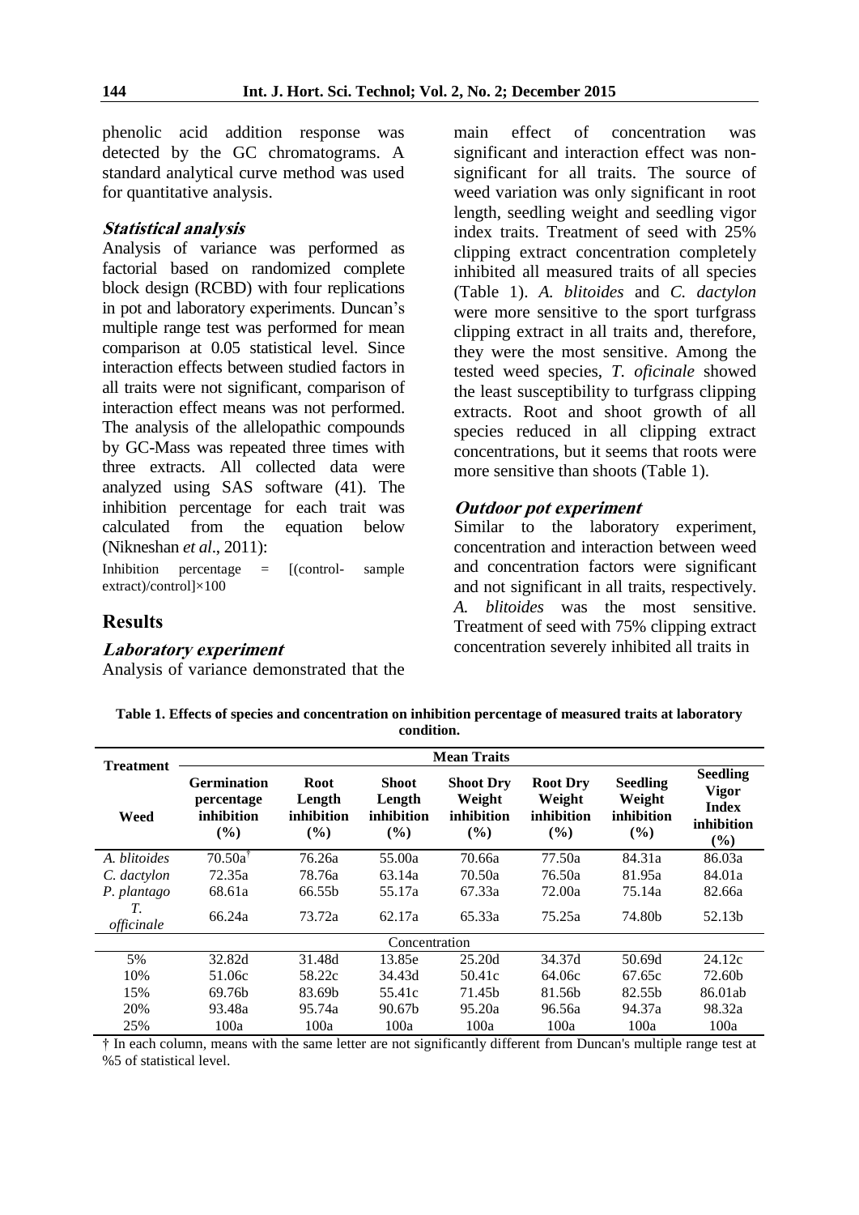phenolic acid addition response was detected by the GC chromatograms. A standard analytical curve method was used for quantitative analysis.

### *Statistical analysis*

Analysis of variance was performed as factorial based on randomized complete block design (RCBD) with four replications in pot and laboratory experiments. Duncan's multiple range test was performed for mean comparison at 0.05 statistical level. Since interaction effects between studied factors in all traits were not significant, comparison of interaction effect means was not performed. The analysis of the allelopathic compounds by GC-Mass was repeated three times with three extracts. All collected data were analyzed using SAS software (41). The inhibition percentage for each trait was calculated from the equation below (Nikneshan *et al*., 2011):

Inhibition percentage = [(control- sample extract)/control]×100

## Results

### *Laboratory experiment*

Analysis of variance demonstrated that the main effect of concentration was significant and interaction effect was non-significant for all traits. The source of weed variation was only significant in root length, seedling weight and seedling vigor index traits. Treatment of seed with 25% clipping extract concentration completely inhibited all measured traits of all species (Table 1). *A. blitoides* and *C. dactylon* were more sensitive to the sport turfgrass clipping extract in all traits and, therefore, they were the most sensitive. Among the tested weed species, *T. oficinale* showed the least susceptibility to turfgrass clipping extracts. Root and shoot growth of all species reduced in all clipping extract concentrations, but it seems that roots were more sensitive than shoots (Table 1).

### *Outdoor pot experiment*

Similar to the laboratory experiment, concentration and interaction between weed and concentration factors were significant and not significant in all traits, respectively. *A. blitoides* was the most sensitive. Treatment of seed with 75% clipping extract concentration severely inhibited all traits in

**Table 1. Effects of species and concentration on inhibition percentage of measured traits at laboratory condition.**

| Treatment | Mean Traits | | | | | | |
|---|---|---|---|---|---|---|---|
| Weed | Germination percentage inhibition (%) | Root Length inhibition (%) | Shoot Length inhibition (%) | Shoot Dry Weight inhibition (%) | Root Dry Weight inhibition (%) | Seedling Weight inhibition (%) | Seedling Vigor Index inhibition (%) |
| *A. blitoides* | 70.50a† | 76.26a | 55.00a | 70.66a | 77.50a | 84.31a | 86.03a |
| *C. dactylon* | 72.35a | 78.76a | 63.14a | 70.50a | 76.50a | 81.95a | 84.01a |
| *P. plantago* | 68.61a | 66.55b | 55.17a | 67.33a | 72.00a | 75.14a | 82.66a |
| *T. officinale* | 66.24a | 73.72a | 62.17a | 65.33a | 75.25a | 74.80b | 52.13b |
| Concentration | | | | | | | |
| 5% | 32.82d | 31.48d | 13.85e | 25.20d | 34.37d | 50.69d | 24.12c |
| 10% | 51.06c | 58.22c | 34.43d | 50.41c | 64.06c | 67.65c | 72.60b |
| 15% | 69.76b | 83.69b | 55.41c | 71.45b | 81.56b | 82.55b | 86.01ab |
| 20% | 93.48a | 95.74a | 90.67b | 95.20a | 96.56a | 94.37a | 98.32a |
| 25% | 100a | 100a | 100a | 100a | 100a | 100a | 100a |

† In each column, means with the same letter are not significantly different from Duncan's multiple range test at %5 of statistical level.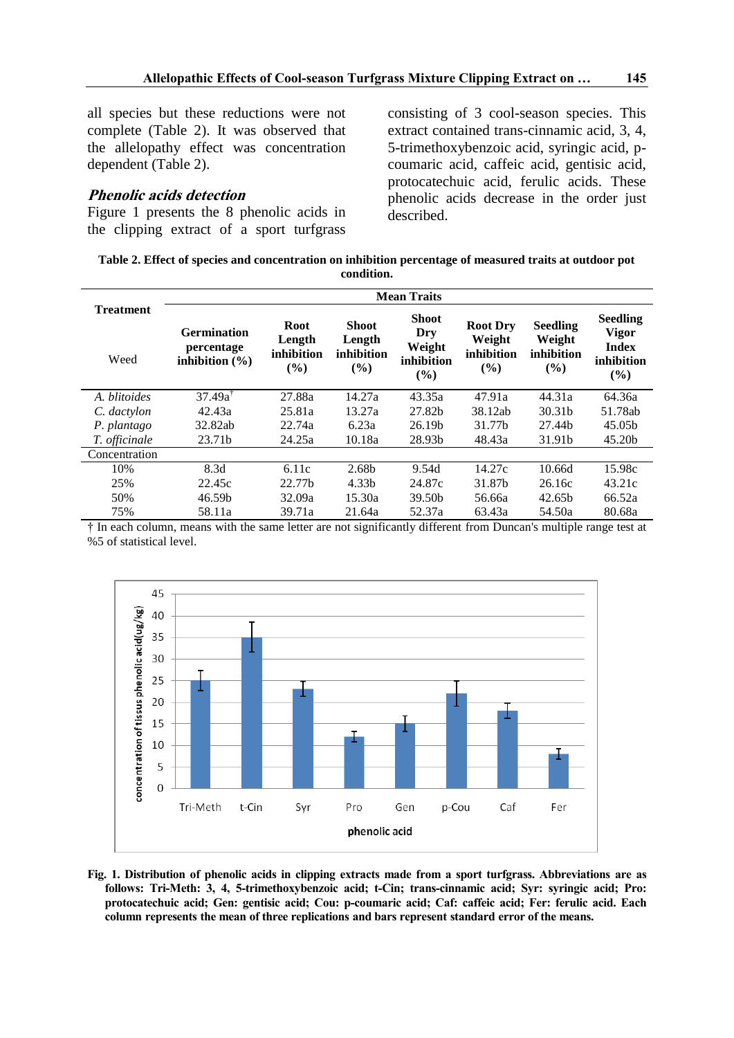all species but these reductions were not complete (Table 2). It was observed that the allelopathy effect was concentration dependent (Table 2).

### *Phenolic acids detection*

Figure 1 presents the 8 phenolic acids in the clipping extract of a sport turfgrass consisting of 3 cool-season species. This extract contained trans-cinnamic acid, 3, 4, 5-trimethoxybenzoic acid, syringic acid, p-coumaric acid, caffeic acid, gentisic acid, protocatechuic acid, ferulic acids. These phenolic acids decrease in the order just described.

**Table 2. Effect of species and concentration on inhibition percentage of measured traits at outdoor pot condition.**

| Treatment | Mean Traits | | | | | | |
|---|---|---|---|---|---|---|---|
| Weed | Germination percentage inhibition (%) | Root Length inhibition (%) | Shoot Length inhibition (%) | Shoot Dry Weight inhibition (%) | Root Dry Weight inhibition (%) | Seedling Weight inhibition (%) | Seedling Vigor Index inhibition (%) |
| *A. blitoides* | 37.49a[†] | 27.88a | 14.27a | 43.35a | 47.91a | 44.31a | 64.36a |
| *C. dactylon* | 42.43a | 25.81a | 13.27a | 27.82b | 38.12ab | 30.31b | 51.78ab |
| *P. plantago* | 32.82ab | 22.74a | 6.23a | 26.19b | 31.77b | 27.44b | 45.05b |
| *T. officinale* | 23.71b | 24.25a | 10.18a | 28.93b | 48.43a | 31.91b | 45.20b |
| Concentration | | | | | | | |
| 10% | 8.3d | 6.11c | 2.68b | 9.54d | 14.27c | 10.66d | 15.98c |
| 25% | 22.45c | 22.77b | 4.33b | 24.87c | 31.87b | 26.16c | 43.21c |
| 50% | 46.59b | 32.09a | 15.30a | 39.50b | 56.66a | 42.65b | 66.52a |
| 75% | 58.11a | 39.71a | 21.64a | 52.37a | 63.43a | 54.50a | 80.68a |

† In each column, means with the same letter are not significantly different from Duncan's multiple range test at %5 of statistical level.

**Fig. 1. Distribution of phenolic acids in clipping extracts made from a sport turfgrass. Abbreviations are as follows: Tri-Meth: 3, 4, 5-trimethoxybenzoic acid; t-Cin: trans-cinnamic acid; Syr: syringic acid; Pro: protocatechuic acid; Gen: gentisic acid; Cou: p-coumaric acid; Caf: caffeic acid; Fer: ferulic acid. Each column represents the mean of three replications and bars represent standard error of the means.**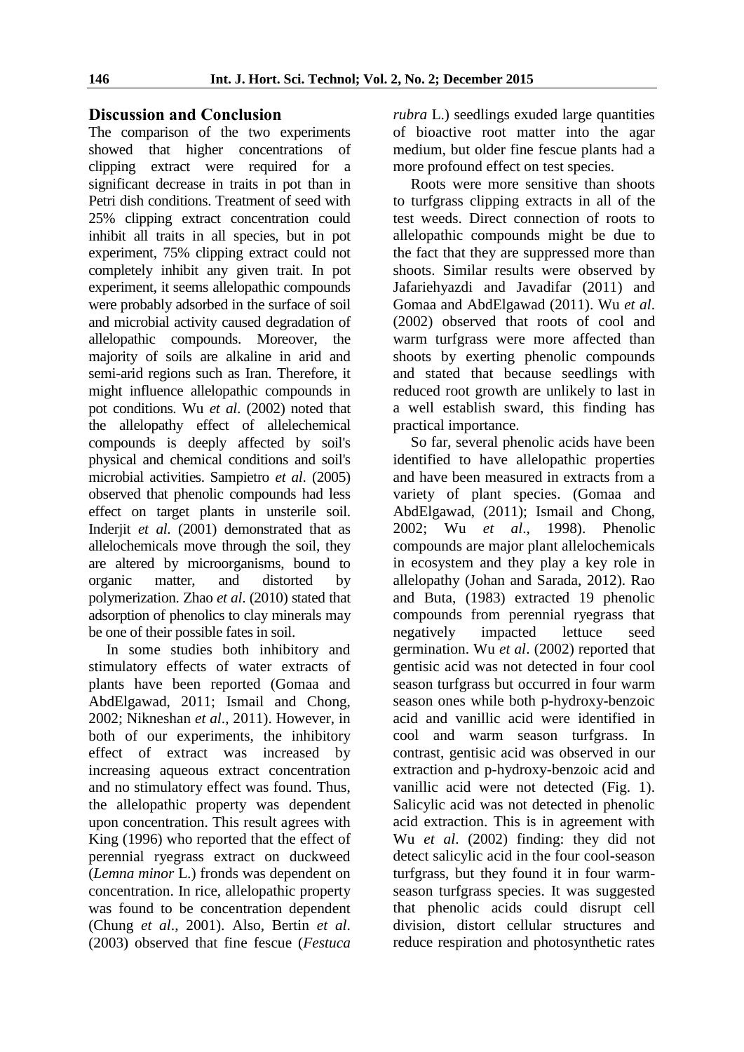## Discussion and Conclusion

The comparison of the two experiments showed that higher concentrations of clipping extract were required for a significant decrease in traits in pot than in Petri dish conditions. Treatment of seed with 25% clipping extract concentration could inhibit all traits in all species, but in pot experiment, 75% clipping extract could not completely inhibit any given trait. In pot experiment, it seems allelopathic compounds were probably adsorbed in the surface of soil and microbial activity caused degradation of allelopathic compounds. Moreover, the majority of soils are alkaline in arid and semi-arid regions such as Iran. Therefore, it might influence allelopathic compounds in pot conditions. Wu *et al*. (2002) noted that the allelopathy effect of allelechemical compounds is deeply affected by soil's physical and chemical conditions and soil's microbial activities. Sampietro *et al*. (2005) observed that phenolic compounds had less effect on target plants in unsterile soil. Inderjit *et al*. (2001) demonstrated that as allelochemicals move through the soil, they are altered by microorganisms, bound to organic matter, and distorted by polymerization. Zhao *et al*. (2010) stated that adsorption of phenolics to clay minerals may be one of their possible fates in soil.

In some studies both inhibitory and stimulatory effects of water extracts of plants have been reported (Gomaa and AbdElgawad, 2011; Ismail and Chong, 2002; Nikneshan *et al*., 2011). However, in both of our experiments, the inhibitory effect of extract was increased by increasing aqueous extract concentration and no stimulatory effect was found. Thus, the allelopathic property was dependent upon concentration. This result agrees with King (1996) who reported that the effect of perennial ryegrass extract on duckweed (*Lemna minor* L.) fronds was dependent on concentration. In rice, allelopathic property was found to be concentration dependent (Chung *et al*., 2001). Also, Bertin *et al*. (2003) observed that fine fescue (*Festuca rubra* L.) seedlings exuded large quantities of bioactive root matter into the agar medium, but older fine fescue plants had a more profound effect on test species.

Roots were more sensitive than shoots to turfgrass clipping extracts in all of the test weeds. Direct connection of roots to allelopathic compounds might be due to the fact that they are suppressed more than shoots. Similar results were observed by Jafariehyazdi and Javadifar (2011) and Gomaa and AbdElgawad (2011). Wu *et al*. (2002) observed that roots of cool and warm turfgrass were more affected than shoots by exerting phenolic compounds and stated that because seedlings with reduced root growth are unlikely to last in a well establish sward, this finding has practical importance.

So far, several phenolic acids have been identified to have allelopathic properties and have been measured in extracts from a variety of plant species. (Gomaa and AbdElgawad, (2011); Ismail and Chong, 2002; Wu *et al*., 1998). Phenolic compounds are major plant allelochemicals in ecosystem and they play a key role in allelopathy (Johan and Sarada, 2012). Rao and Buta, (1983) extracted 19 phenolic compounds from perennial ryegrass that negatively impacted lettuce seed germination. Wu *et al*. (2002) reported that gentisic acid was not detected in four cool season turfgrass but occurred in four warm season ones while both p-hydroxy-benzoic acid and vanillic acid were identified in cool and warm season turfgrass. In contrast, gentisic acid was observed in our extraction and p-hydroxy-benzoic acid and vanillic acid were not detected (Fig. 1). Salicylic acid was not detected in phenolic acid extraction. This is in agreement with Wu *et al*. (2002) finding: they did not detect salicylic acid in the four cool-season turfgrass, but they found it in four warm-season turfgrass species. It was suggested that phenolic acids could disrupt cell division, distort cellular structures and reduce respiration and photosynthetic rates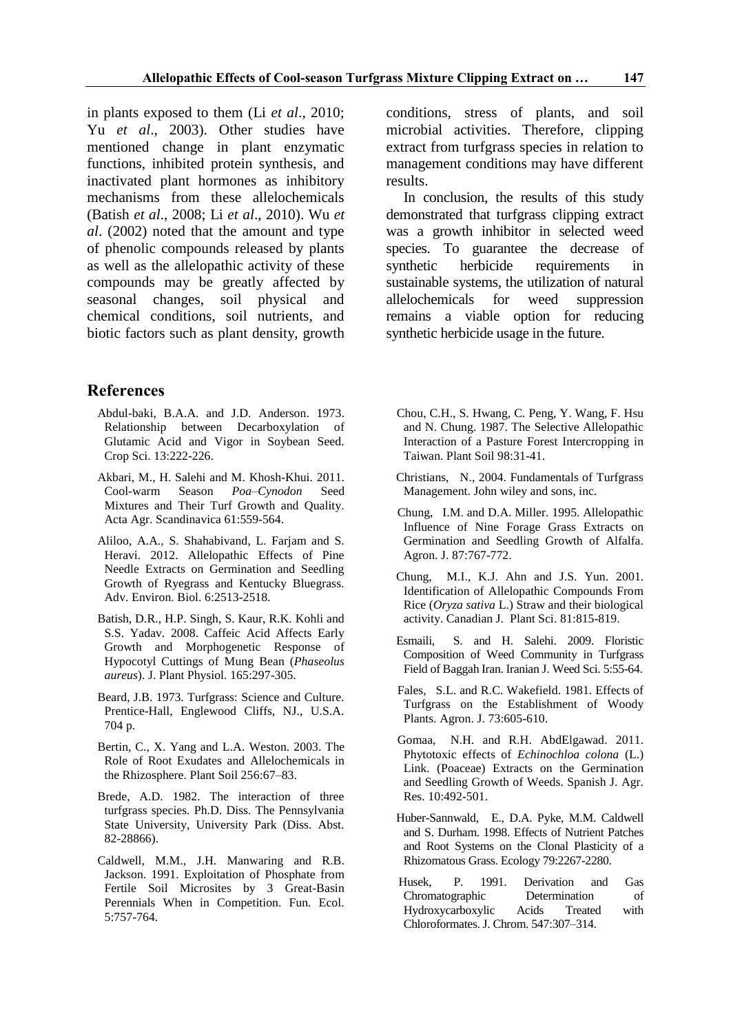in plants exposed to them (Li *et al*., 2010; Yu *et al*., 2003). Other studies have mentioned change in plant enzymatic functions, inhibited protein synthesis, and inactivated plant hormones as inhibitory mechanisms from these allelochemicals (Batish *et al*., 2008; Li *et al*., 2010). Wu *et al*. (2002) noted that the amount and type of phenolic compounds released by plants as well as the allelopathic activity of these compounds may be greatly affected by seasonal changes, soil physical and chemical conditions, soil nutrients, and biotic factors such as plant density, growth conditions, stress of plants, and soil microbial activities. Therefore, clipping extract from turfgrass species in relation to management conditions may have different results.

In conclusion, the results of this study demonstrated that turfgrass clipping extract was a growth inhibitor in selected weed species. To guarantee the decrease of synthetic herbicide requirements in sustainable systems, the utilization of natural allelochemicals for weed suppression remains a viable option for reducing synthetic herbicide usage in the future.

## References

Abdul-baki, B.A.A. and J.D. Anderson. 1973. Relationship between Decarboxylation of Glutamic Acid and Vigor in Soybean Seed. Crop Sci. 13:222-226.

Akbari, M., H. Salehi and M. Khosh-Khui. 2011. Cool-warm Season *Poa–Cynodon* Seed Mixtures and Their Turf Growth and Quality. Acta Agr. Scandinavica 61:559-564.

Aliloo, A.A., S. Shahabivand, L. Farjam and S. Heravi. 2012. Allelopathic Effects of Pine Needle Extracts on Germination and Seedling Growth of Ryegrass and Kentucky Bluegrass. Adv. Environ. Biol. 6:2513-2518.

Batish, D.R., H.P. Singh, S. Kaur, R.K. Kohli and S.S. Yadav. 2008. Caffeic Acid Affects Early Growth and Morphogenetic Response of Hypocotyl Cuttings of Mung Bean (*Phaseolus aureus*). J. Plant Physiol. 165:297-305.

Beard, J.B. 1973. Turfgrass: Science and Culture. Prentice-Hall, Englewood Cliffs, NJ., U.S.A. 704 p.

Bertin, C., X. Yang and L.A. Weston. 2003. The Role of Root Exudates and Allelochemicals in the Rhizosphere. Plant Soil 256:67–83.

Brede, A.D. 1982. The interaction of three turfgrass species. Ph.D. Diss. The Pennsylvania State University, University Park (Diss. Abst. 82-28866).

Caldwell, M.M., J.H. Manwaring and R.B. Jackson. 1991. Exploitation of Phosphate from Fertile Soil Microsites by 3 Great-Basin Perennials When in Competition. Fun. Ecol. 5:757-764.

Chou, C.H., S. Hwang, C. Peng, Y. Wang, F. Hsu and N. Chung. 1987. The Selective Allelopathic Interaction of a Pasture Forest Intercropping in Taiwan. Plant Soil 98:31-41.

Christians, N., 2004. Fundamentals of Turfgrass Management. John wiley and sons, inc.

Chung, I.M. and D.A. Miller. 1995. Allelopathic Influence of Nine Forage Grass Extracts on Germination and Seedling Growth of Alfalfa. Agron. J. 87:767-772.

Chung, M.I., K.J. Ahn and J.S. Yun. 2001. Identification of Allelopathic Compounds From Rice (*Oryza sativa* L.) Straw and their biological activity. Canadian J. Plant Sci. 81:815-819.

Esmaili, S. and H. Salehi. 2009. Floristic Composition of Weed Community in Turfgrass Field of Baggah Iran. Iranian J. Weed Sci. 5:55-64.

Fales, S.L. and R.C. Wakefield. 1981. Effects of Turfgrass on the Establishment of Woody Plants. Agron. J. 73:605-610.

Gomaa, N.H. and R.H. AbdElgawad. 2011. Phytotoxic effects of *Echinochloa colona* (L.) Link. (Poaceae) Extracts on the Germination and Seedling Growth of Weeds. Spanish J. Agr. Res. 10:492-501.

Huber-Sannwald, E., D.A. Pyke, M.M. Caldwell and S. Durham. 1998. Effects of Nutrient Patches and Root Systems on the Clonal Plasticity of a Rhizomatous Grass. Ecology 79:2267-2280.

Husek, P. 1991. Derivation and Gas Chromatographic Determination of Hydroxycarboxylic Acids Treated with Chloroformates. J. Chrom. 547:307–314.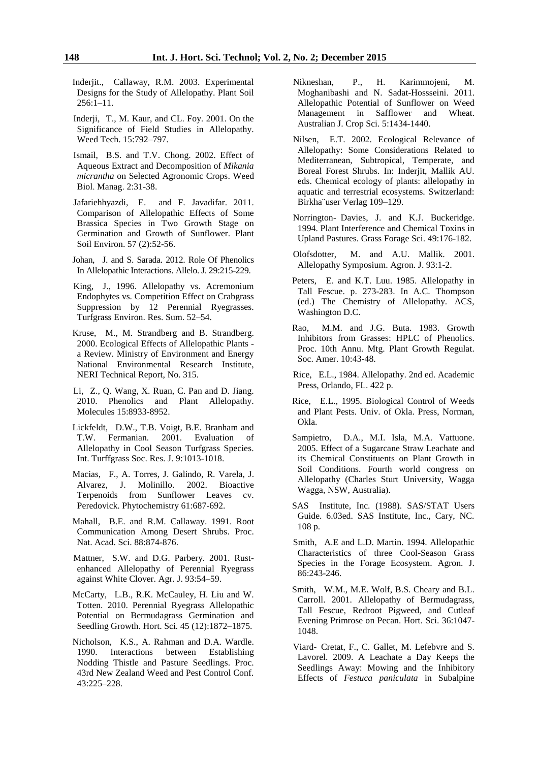Inderjit., Callaway, R.M. 2003. Experimental Designs for the Study of Allelopathy. Plant Soil 256:1–11.

Inderji, T., M. Kaur, and CL. Foy. 2001. On the Significance of Field Studies in Allelopathy. Weed Tech. 15:792–797.

Ismail, B.S. and T.V. Chong. 2002. Effect of Aqueous Extract and Decomposition of *Mikania micrantha* on Selected Agronomic Crops. Weed Biol. Manag. 2:31-38.

Jafariehhyazdi, E. and F. Javadifar. 2011. Comparison of Allelopathic Effects of Some Brassica Species in Two Growth Stage on Germination and Growth of Sunflower. Plant Soil Environ. 57 (2):52-56.

Johan, J. and S. Sarada. 2012. Role Of Phenolics In Allelopathic Interactions. Allelo. J. 29:215-229.

King, J., 1996. Allelopathy vs. Acremonium Endophytes vs. Competition Effect on Crabgrass Suppression by 12 Perennial Ryegrasses. Turfgrass Environ. Res. Sum. 52–54.

Kruse, M., M. Strandberg and B. Strandberg. 2000. Ecological Effects of Allelopathic Plants - a Review. Ministry of Environment and Energy National Environmental Research Institute, NERI Technical Report, No. 315.

Li, Z., Q. Wang, X. Ruan, C. Pan and D. Jiang. 2010. Phenolics and Plant Allelopathy. Molecules 15:8933-8952.

Lickfeldt, D.W., T.B. Voigt, B.E. Branham and T.W. Fermanian. 2001. Evaluation of Allelopathy in Cool Season Turfgrass Species. Int. Turffgrass Soc. Res. J. 9:1013-1018.

Macias, F., A. Torres, J. Galindo, R. Varela, J. Alvarez, J. Molinillo. 2002. Bioactive Terpenoids from Sunflower Leaves cv. Peredovick. Phytochemistry 61:687-692.

Mahall, B.E. and R.M. Callaway. 1991. Root Communication Among Desert Shrubs. Proc. Nat. Acad. Sci. 88:874-876.

Mattner, S.W. and D.G. Parbery. 2001. Rust-enhanced Allelopathy of Perennial Ryegrass against White Clover. Agr. J. 93:54–59.

McCarty, L.B., R.K. McCauley, H. Liu and W. Totten. 2010. Perennial Ryegrass Allelopathic Potential on Bermudagrass Germination and Seedling Growth. Hort. Sci. 45 (12):1872–1875.

Nicholson, K.S., A. Rahman and D.A. Wardle. 1990. Interactions between Establishing Nodding Thistle and Pasture Seedlings. Proc. 43rd New Zealand Weed and Pest Control Conf. 43:225–228.

Nikneshan, P., H. Karimmojeni, M. Moghanibashi and N. Sadat-Hossseini. 2011. Allelopathic Potential of Sunflower on Weed Management in Safflower and Wheat. Australian J. Crop Sci. 5:1434-1440.

Nilsen, E.T. 2002. Ecological Relevance of Allelopathy: Some Considerations Related to Mediterranean, Subtropical, Temperate, and Boreal Forest Shrubs. In: Inderjit, Mallik AU. eds. Chemical ecology of plants: allelopathy in aquatic and terrestrial ecosystems. Switzerland: Birkha¨user Verlag 109–129.

Norrington- Davies, J. and K.J. Buckeridge. 1994. Plant Interference and Chemical Toxins in Upland Pastures. Grass Forage Sci. 49:176-182.

Olofsdotter, M. and A.U. Mallik. 2001. Allelopathy Symposium. Agron. J. 93:1-2.

Peters, E. and K.T. Luu. 1985. Allelopathy in Tall Fescue. p. 273-283. In A.C. Thompson (ed.) The Chemistry of Allelopathy. ACS, Washington D.C.

Rao, M.M. and J.G. Buta. 1983. Growth Inhibitors from Grasses: HPLC of Phenolics. Proc. 10th Annu. Mtg. Plant Growth Regulat. Soc. Amer. 10:43-48.

Rice, E.L., 1984. Allelopathy. 2nd ed. Academic Press, Orlando, FL. 422 p.

Rice, E.L., 1995. Biological Control of Weeds and Plant Pests. Univ. of Okla. Press, Norman, Okla.

Sampietro, D.A., M.I. Isla, M.A. Vattuone. 2005. Effect of a Sugarcane Straw Leachate and its Chemical Constituents on Plant Growth in Soil Conditions. Fourth world congress on Allelopathy (Charles Sturt University, Wagga Wagga, NSW, Australia).

SAS Institute, Inc. (1988). SAS/STAT Users Guide. 6.03ed. SAS Institute, Inc., Cary, NC. 108 p.

Smith, A.E and L.D. Martin. 1994. Allelopathic Characteristics of three Cool-Season Grass Species in the Forage Ecosystem. Agron. J. 86:243-246.

Smith, W.M., M.E. Wolf, B.S. Cheary and B.L. Carroll. 2001. Allelopathy of Bermudagrass, Tall Fescue, Redroot Pigweed, and Cutleaf Evening Primrose on Pecan. Hort. Sci. 36:1047-1048.

Viard- Cretat, F., C. Gallet, M. Lefebvre and S. Lavorel. 2009. A Leachate a Day Keeps the Seedlings Away: Mowing and the Inhibitory Effects of *Festuca paniculata* in Subalpine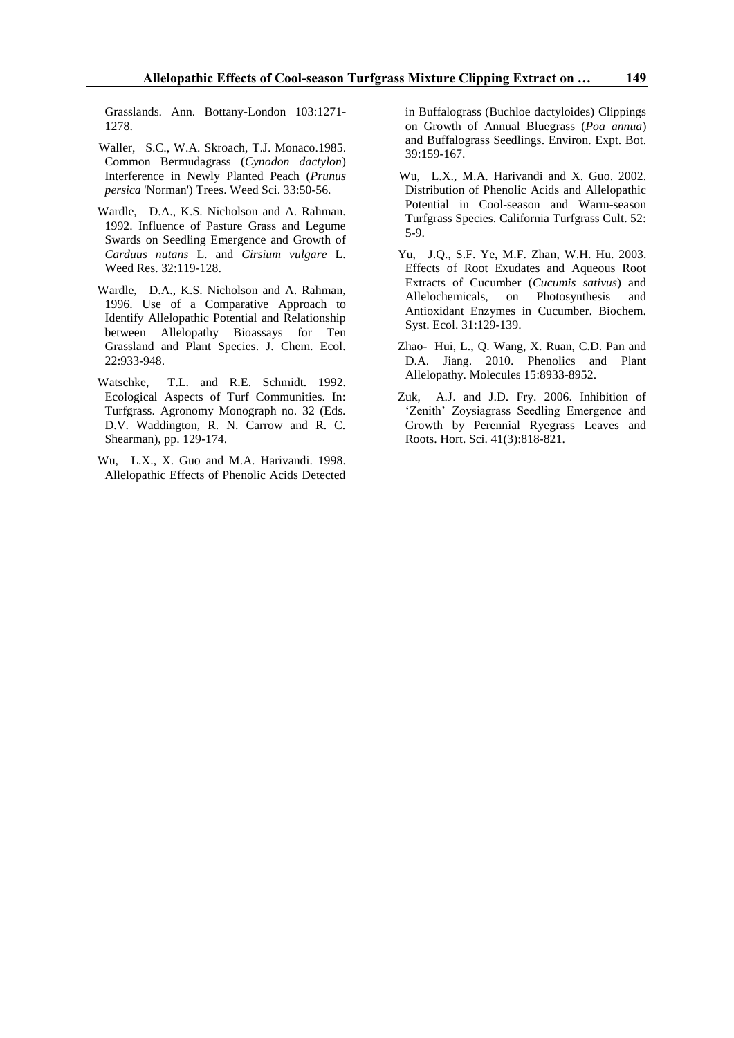Grasslands. Ann. Bottany-London 103:1271-1278.

Waller, S.C., W.A. Skroach, T.J. Monaco.1985. Common Bermudagrass (*Cynodon dactylon*) Interference in Newly Planted Peach (*Prunus persica* 'Norman') Trees. Weed Sci. 33:50-56.

Wardle, D.A., K.S. Nicholson and A. Rahman. 1992. Influence of Pasture Grass and Legume Swards on Seedling Emergence and Growth of *Carduus nutans* L. and *Cirsium vulgare* L. Weed Res. 32:119-128.

Wardle, D.A., K.S. Nicholson and A. Rahman, 1996. Use of a Comparative Approach to Identify Allelopathic Potential and Relationship between Allelopathy Bioassays for Ten Grassland and Plant Species. J. Chem. Ecol. 22:933-948.

Watschke, T.L. and R.E. Schmidt. 1992. Ecological Aspects of Turf Communities. In: Turfgrass. Agronomy Monograph no. 32 (Eds. D.V. Waddington, R. N. Carrow and R. C. Shearman), pp. 129-174.

Wu, L.X., X. Guo and M.A. Harivandi. 1998. Allelopathic Effects of Phenolic Acids Detected in Buffalograss (Buchloe dactyloides) Clippings on Growth of Annual Bluegrass (*Poa annua*) and Buffalograss Seedlings. Environ. Expt. Bot. 39:159-167.

Wu, L.X., M.A. Harivandi and X. Guo. 2002. Distribution of Phenolic Acids and Allelopathic Potential in Cool-season and Warm-season Turfgrass Species. California Turfgrass Cult. 52: 5-9.

Yu, J.Q., S.F. Ye, M.F. Zhan, W.H. Hu. 2003. Effects of Root Exudates and Aqueous Root Extracts of Cucumber (*Cucumis sativus*) and Allelochemicals, on Photosynthesis and Antioxidant Enzymes in Cucumber. Biochem. Syst. Ecol. 31:129-139.

Zhao- Hui, L., Q. Wang, X. Ruan, C.D. Pan and D.A. Jiang. 2010. Phenolics and Plant Allelopathy. Molecules 15:8933-8952.

Zuk, A.J. and J.D. Fry. 2006. Inhibition of 'Zenith' Zoysiagrass Seedling Emergence and Growth by Perennial Ryegrass Leaves and Roots. Hort. Sci. 41(3):818-821.